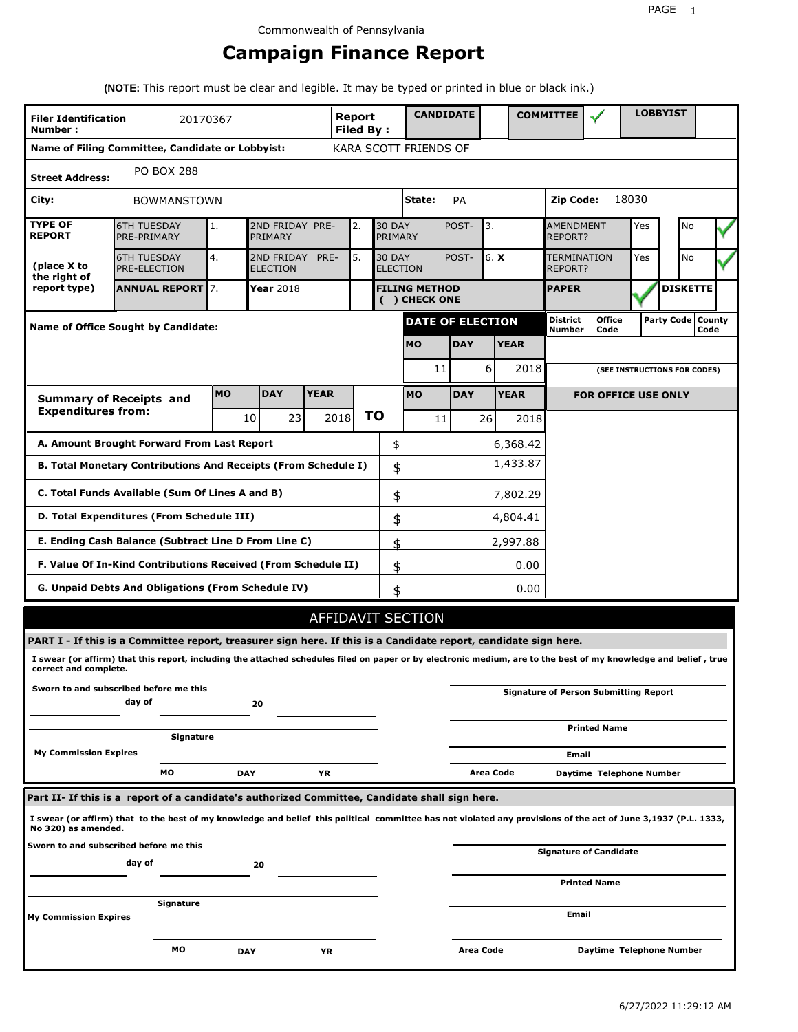Commonwealth of Pennsylvania

# Campaign Finance Report

**(NOTE:** This report must be clear and legible. It may be typed or printed in blue or black ink.)

| **Filer Identification Number :** | 20170367 | **Report Filed By :** | **CANDIDATE** | | **COMMITTEE** | ✓ | **LOBBYIST** | |
|---|---|---|---|---|---|---|---|---|

**Name of Filing Committee, Candidate or Lobbyist:** KARA SCOTT FRIENDS OF

**Street Address:** PO BOX 288

**City:** BOWMANSTOWN **State:** PA **Zip Code:** 18030

| **TYPE OF REPORT** (place X to the right of report type) | | | | | | | | |
|---|---|---|---|---|---|---|---|---|
| 6TH TUESDAY PRE-PRIMARY | 1. | 2ND FRIDAY PRE-PRIMARY | 2. | 30 DAY POST-PRIMARY | 3. | AMENDMENT REPORT? | Yes | No ✓ |
| 6TH TUESDAY PRE-ELECTION | 4. | 2ND FRIDAY PRE-ELECTION | 5. | 30 DAY POST-ELECTION | 6. **X** | TERMINATION REPORT? | Yes | No ✓ |
| **ANNUAL REPORT** | 7. | **Year** 2018 | | **FILING METHOD ( ) CHECK ONE** | | **PAPER** | ✓ | **DISKETTE** |

**Name of Office Sought by Candidate:**

| **DATE OF ELECTION** | | |
|---|---|---|
| **MO** | **DAY** | **YEAR** |
| 11 | 6 | 2018 |

| **District Number** | **Office Code** | **Party Code** | **County Code** |
|---|---|---|---|
| | | | |

(SEE INSTRUCTIONS FOR CODES)

| **Summary of Receipts and Expenditures from:** | **MO** | **DAY** | **YEAR** | | **MO** | **DAY** | **YEAR** |
|---|---|---|---|---|---|---|---|
| | 10 | 23 | 2018 | **TO** | 11 | 26 | 2018 |

**FOR OFFICE USE ONLY**

| | | |
|---|---|---|
| **A. Amount Brought Forward From Last Report** | $ | 6,368.42 |
| **B. Total Monetary Contributions And Receipts (From Schedule I)** | $ | 1,433.87 |
| **C. Total Funds Available (Sum Of Lines A and B)** | $ | 7,802.29 |
| **D. Total Expenditures (From Schedule III)** | $ | 4,804.41 |
| **E. Ending Cash Balance (Subtract Line D From Line C)** | $ | 2,997.88 |
| **F. Value Of In-Kind Contributions Received (From Schedule II)** | $ | 0.00 |
| **G. Unpaid Debts And Obligations (From Schedule IV)** | $ | 0.00 |

## AFFIDAVIT SECTION

**PART I - If this is a Committee report, treasurer sign here. If this is a Candidate report, candidate sign here.**

**I swear (or affirm) that this report, including the attached schedules filed on paper or by electronic medium, are to the best of my knowledge and belief , true correct and complete.**

**Sworn to and subscribed before me this** ______ **day of** ______ **20** ______

**Signature of Person Submitting Report**

**Printed Name**

**Signature**

**Email**

**My Commission Expires**

**MO** **DAY** **YR**

**Area Code** **Daytime Telephone Number**

**Part II- If this is a report of a candidate's authorized Committee, Candidate shall sign here.**

**I swear (or affirm) that to the best of my knowledge and belief this political committee has not violated any provisions of the act of June 3,1937 (P.L. 1333, No 320) as amended.**

**Sworn to and subscribed before me this** ______ **day of** ______ **20** ______

**Signature of Candidate**

**Printed Name**

**Signature**

**My Commission Expires**

**Email**

**MO** **DAY** **YR**

**Area Code** **Daytime Telephone Number**

6/27/2022 11:29:12 AM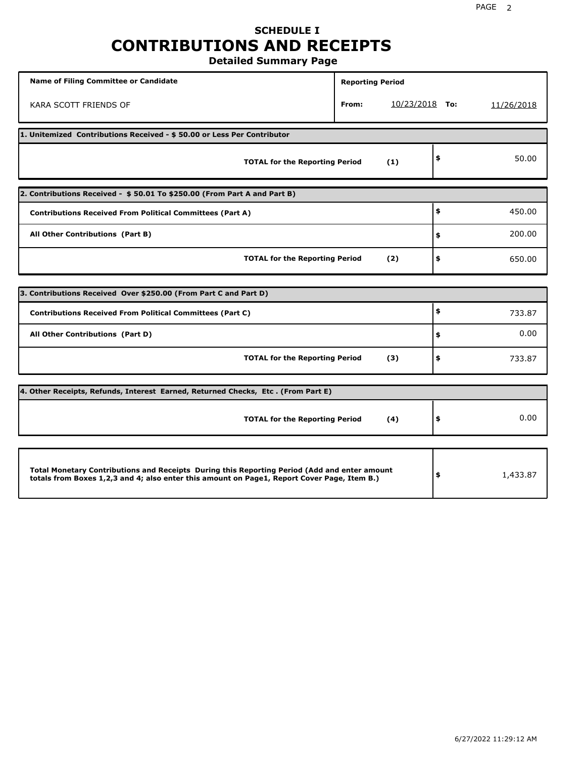# SCHEDULE I
# CONTRIBUTIONS AND RECEIPTS
## Detailed Summary Page

| Name of Filing Committee or Candidate | Reporting Period |
|---|---|
| KARA SCOTT FRIENDS OF | From: 10/23/2018 To: 11/26/2018 |

| 1. Unitemized Contributions Received - $ 50.00 or Less Per Contributor | | |
|---|---|---|
| **TOTAL for the Reporting Period** | **(1)** | $ 50.00 |

| 2. Contributions Received - $ 50.01 To $250.00 (From Part A and Part B) | | |
|---|---|---|
| **Contributions Received From Political Committees (Part A)** | | $ 450.00 |
| **All Other Contributions (Part B)** | | $ 200.00 |
| **TOTAL for the Reporting Period** | **(2)** | $ 650.00 |

| 3. Contributions Received Over $250.00 (From Part C and Part D) | | |
|---|---|---|
| **Contributions Received From Political Committees (Part C)** | | $ 733.87 |
| **All Other Contributions (Part D)** | | $ 0.00 |
| **TOTAL for the Reporting Period** | **(3)** | $ 733.87 |

| 4. Other Receipts, Refunds, Interest Earned, Returned Checks, Etc . (From Part E) | | |
|---|---|---|
| **TOTAL for the Reporting Period** | **(4)** | $ 0.00 |

| | |
|---|---|
| **Total Monetary Contributions and Receipts During this Reporting Period (Add and enter amount totals from Boxes 1,2,3 and 4; also enter this amount on Page1, Report Cover Page, Item B.)** | $ 1,433.87 |

6/27/2022 11:29:12 AM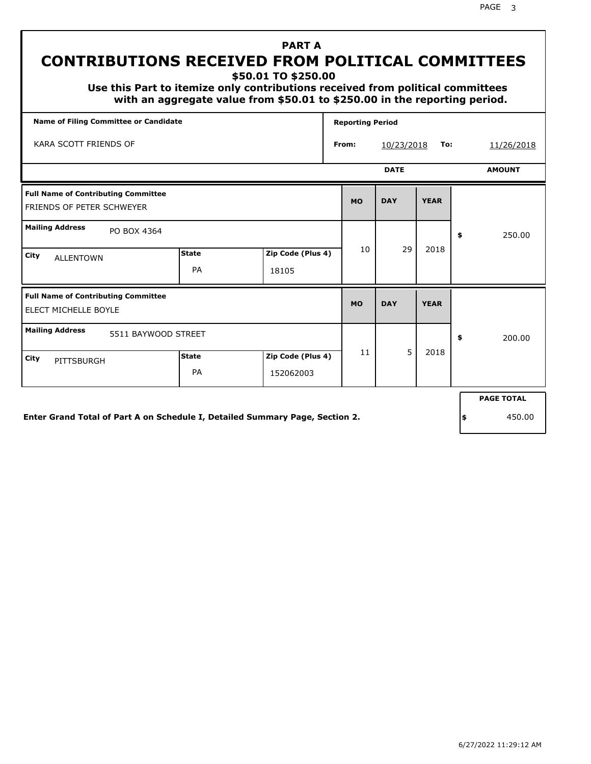# PART A
# CONTRIBUTIONS RECEIVED FROM POLITICAL COMMITTEES

**$50.01 TO $250.00**

**Use this Part to itemize only contributions received from political committees with an aggregate value from $50.01 to $250.00 in the reporting period.**

| Name of Filing Committee or Candidate | Reporting Period | |
|---|---|---|
| KARA SCOTT FRIENDS OF | From: 10/23/2018 | To: 11/26/2018 |

| Full Name of Contributing Committee | Mailing Address | City | State | Zip Code (Plus 4) | MO | DAY | YEAR | AMOUNT |
|---|---|---|---|---|---|---|---|---|
| FRIENDS OF PETER SCHWEYER | PO BOX 4364 | ALLENTOWN | PA | 18105 | 10 | 29 | 2018 | $ 250.00 |
| ELECT MICHELLE BOYLE | 5511 BAYWOOD STREET | PITTSBURGH | PA | 152062003 | 11 | 5 | 2018 | $ 200.00 |

**Enter Grand Total of Part A on Schedule I, Detailed Summary Page, Section 2.**

**PAGE TOTAL** $ 450.00

6/27/2022 11:29:12 AM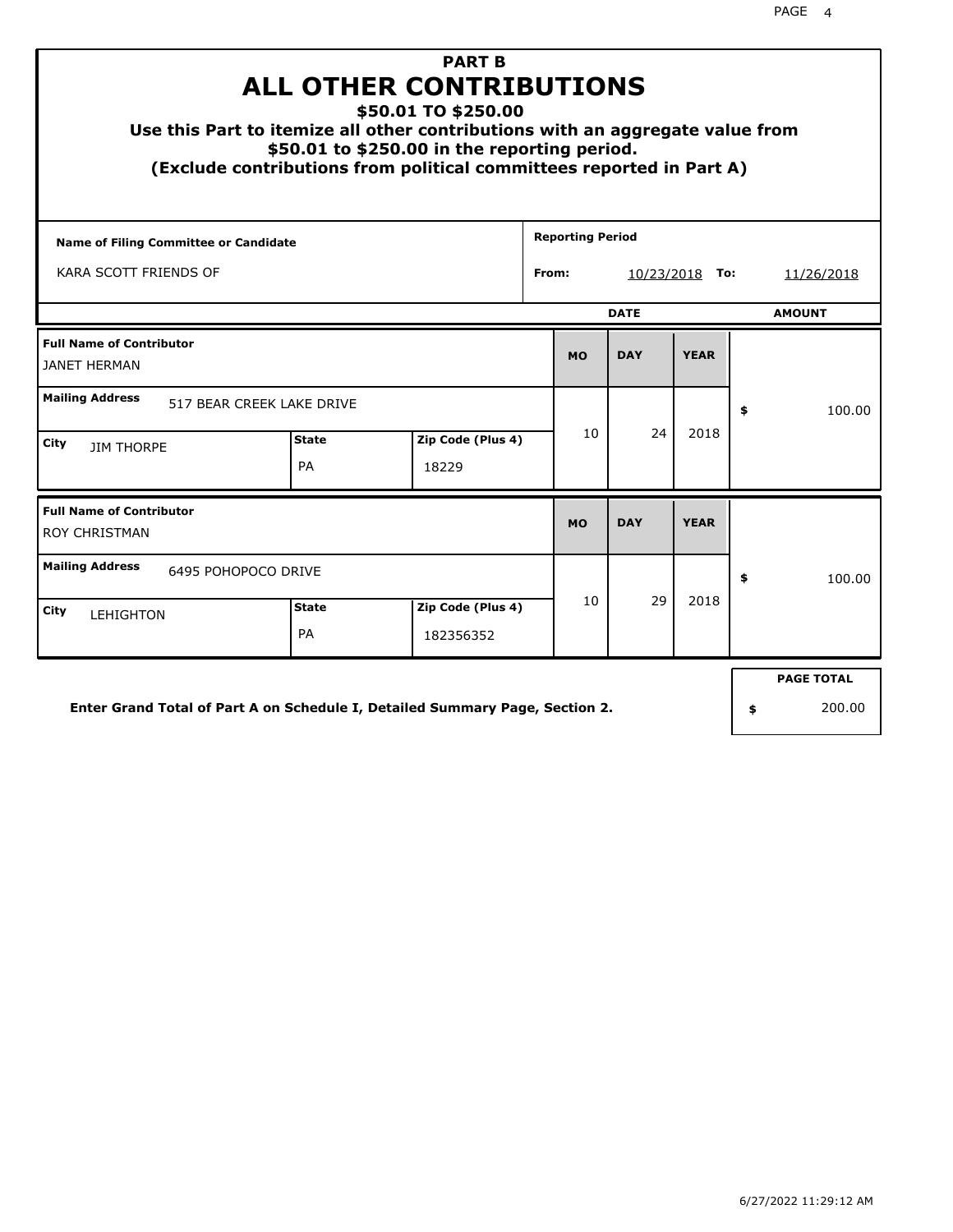# PART B
# ALL OTHER CONTRIBUTIONS
### $50.01 TO $250.00

**Use this Part to itemize all other contributions with an aggregate value from $50.01 to $250.00 in the reporting period.**
**(Exclude contributions from political committees reported in Part A)**

| Name of Filing Committee or Candidate | Reporting Period |
|---|---|
| KARA SCOTT FRIENDS OF | From: 10/23/2018 To: 11/26/2018 |

| Full Name of Contributor | Mailing Address | City | State | Zip Code (Plus 4) | MO | DAY | YEAR | AMOUNT |
|---|---|---|---|---|---|---|---|---|
| JANET HERMAN | 517 BEAR CREEK LAKE DRIVE | JIM THORPE | PA | 18229 | 10 | 24 | 2018 | $ 100.00 |
| ROY CHRISTMAN | 6495 POHOPOCO DRIVE | LEHIGHTON | PA | 182356352 | 10 | 29 | 2018 | $ 100.00 |

**Enter Grand Total of Part A on Schedule I, Detailed Summary Page, Section 2.**

**PAGE TOTAL** $ 200.00

6/27/2022 11:29:12 AM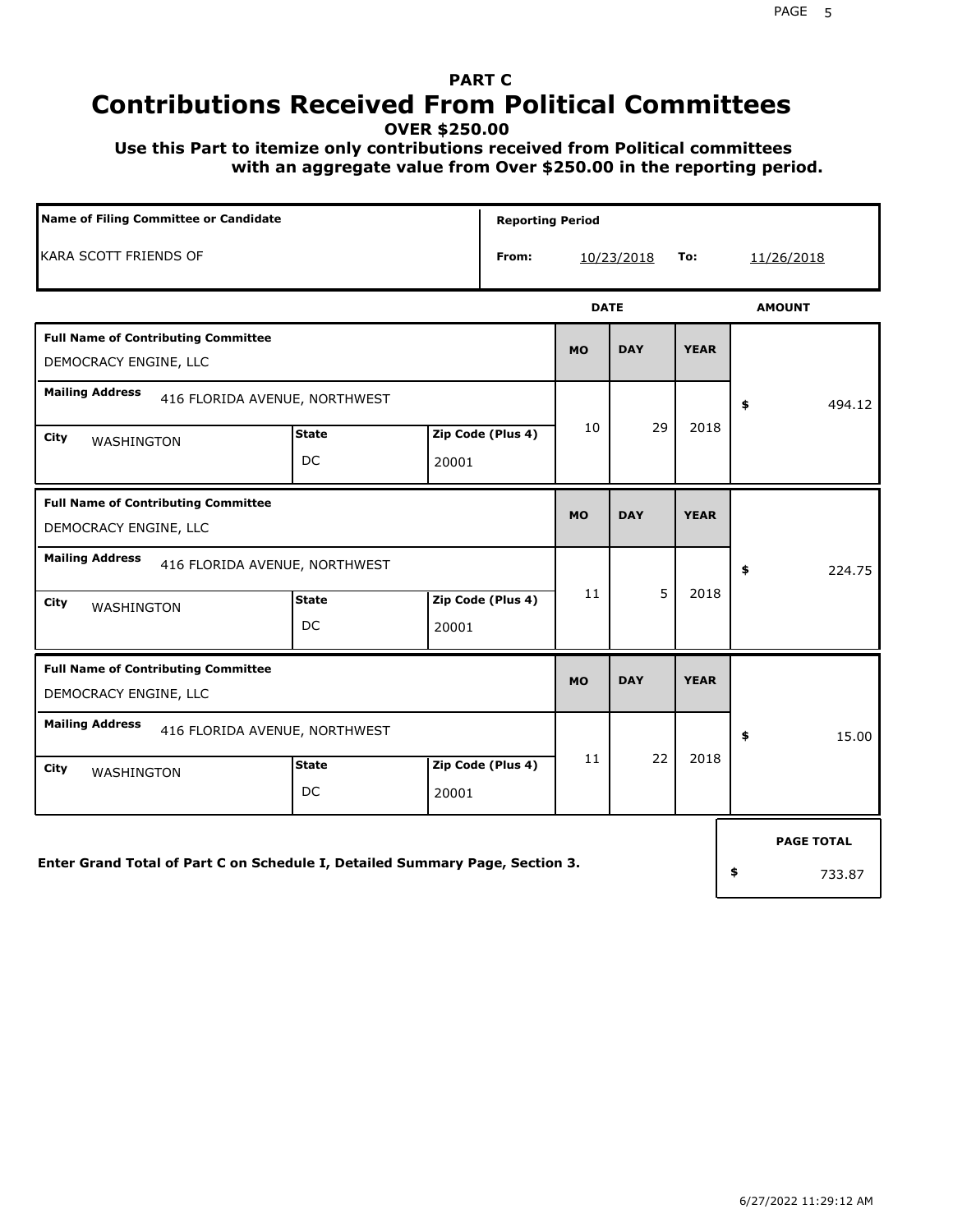# PART C

# Contributions Received From Political Committees

**OVER $250.00**

**Use this Part to itemize only contributions received from Political committees with an aggregate value from Over $250.00 in the reporting period.**

| Name of Filing Committee or Candidate | Reporting Period |
|---|---|
| KARA SCOTT FRIENDS OF | From: 10/23/2018 To: 11/26/2018 |

| Full Name of Contributing Committee | Mailing Address | City | State | Zip Code (Plus 4) | MO | DAY | YEAR | AMOUNT |
|---|---|---|---|---|---|---|---|---|
| DEMOCRACY ENGINE, LLC | 416 FLORIDA AVENUE, NORTHWEST | WASHINGTON | DC | 20001 | 10 | 29 | 2018 | $ 494.12 |
| DEMOCRACY ENGINE, LLC | 416 FLORIDA AVENUE, NORTHWEST | WASHINGTON | DC | 20001 | 11 | 5 | 2018 | $ 224.75 |
| DEMOCRACY ENGINE, LLC | 416 FLORIDA AVENUE, NORTHWEST | WASHINGTON | DC | 20001 | 11 | 22 | 2018 | $ 15.00 |

**Enter Grand Total of Part C on Schedule I, Detailed Summary Page, Section 3.**

**PAGE TOTAL** $ 733.87

6/27/2022 11:29:12 AM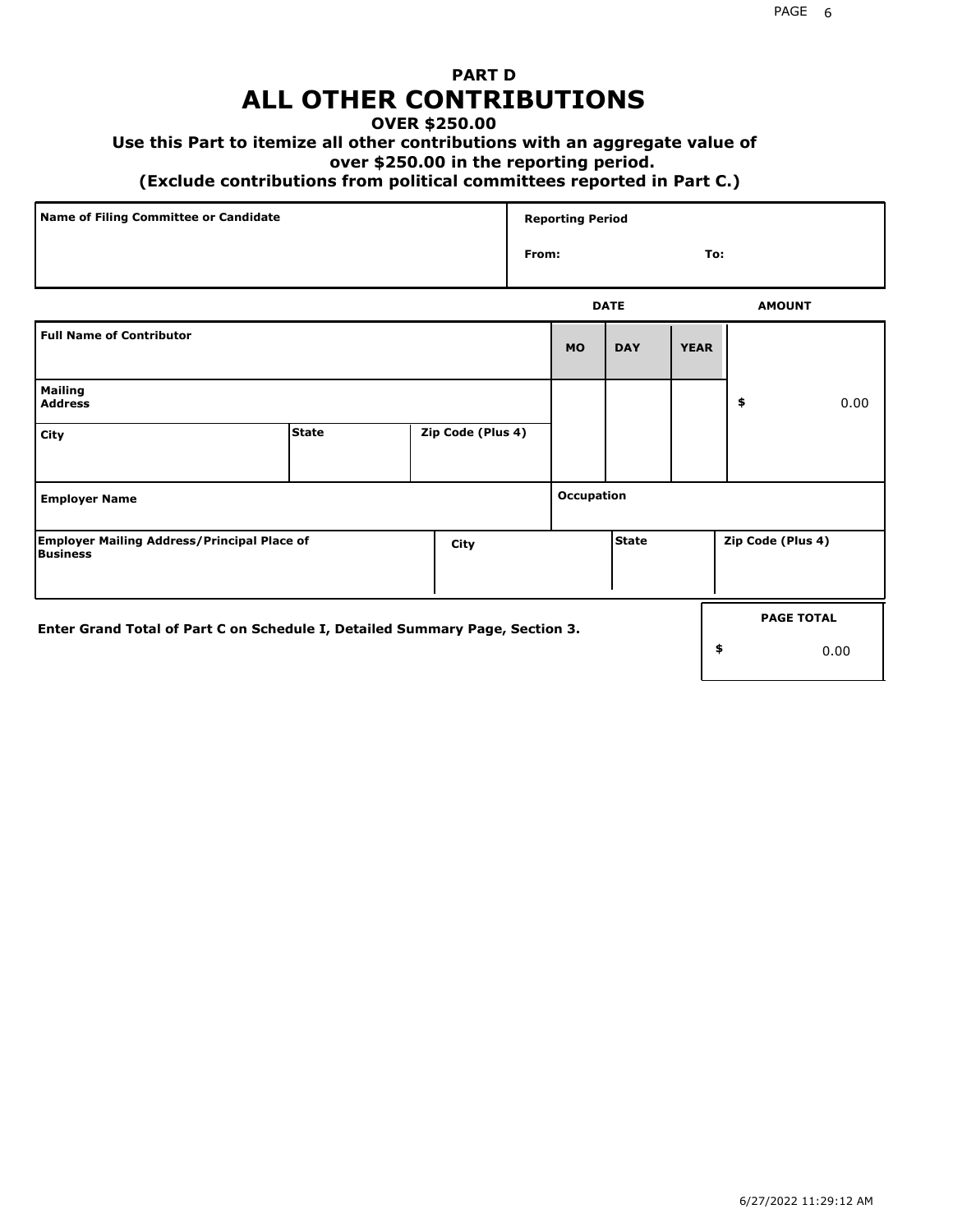## PART D
# ALL OTHER CONTRIBUTIONS
### OVER $250.00
### Use this Part to itemize all other contributions with an aggregate value of over $250.00 in the reporting period.
### (Exclude contributions from political committees reported in Part C.)

| Name of Filing Committee or Candidate | Reporting Period |
|---|---|
| | From: To: |

| Full Name of Contributor | | | DATE MO | DAY | YEAR | AMOUNT |
|---|---|---|---|---|---|---|
| Mailing Address | | | | | | $ 0.00 |
| City | State | Zip Code (Plus 4) | | | | |
| Employer Name | | | Occupation | | | |
| Employer Mailing Address/Principal Place of Business | City | | | State | | Zip Code (Plus 4) |

**Enter Grand Total of Part C on Schedule I, Detailed Summary Page, Section 3.**

| PAGE TOTAL |
|---|
| $ 0.00 |

6/27/2022 11:29:12 AM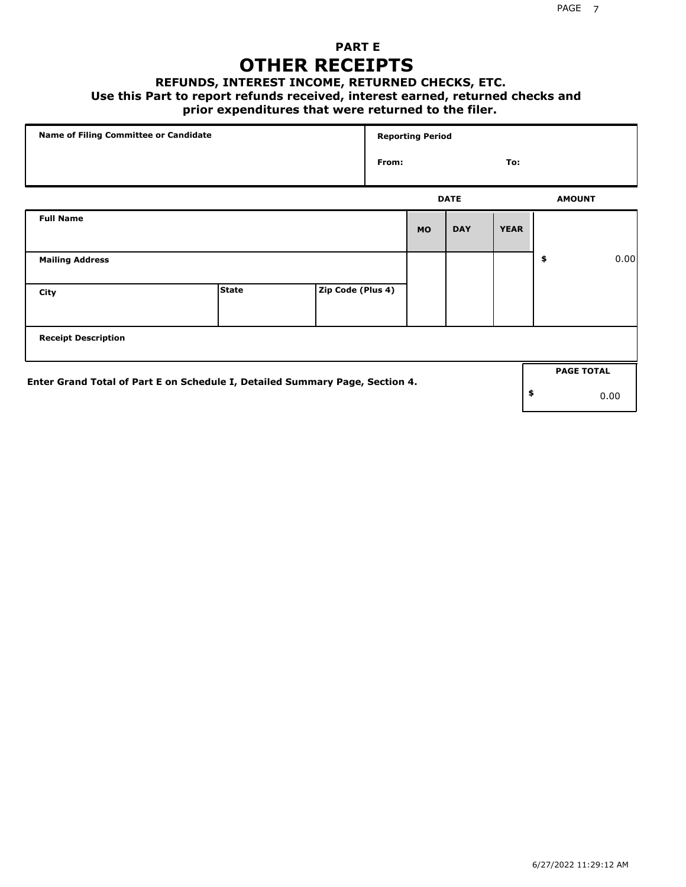## PART E

# OTHER RECEIPTS

### REFUNDS, INTEREST INCOME, RETURNED CHECKS, ETC.

**Use this Part to report refunds received, interest earned, returned checks and prior expenditures that were returned to the filer.**

| Name of Filing Committee or Candidate | Reporting Period | |
|---|---|---|
| | From: | To: |

| Full Name | | | DATE MO | DAY | YEAR | AMOUNT |
|---|---|---|---|---|---|---|
| Mailing Address | | | | | | $ 0.00 |
| City | State | Zip Code (Plus 4) | | | | |
| Receipt Description | | | | | | |

**Enter Grand Total of Part E on Schedule I, Detailed Summary Page, Section 4.**

| PAGE TOTAL |
|---|
| $ 0.00 |

6/27/2022 11:29:12 AM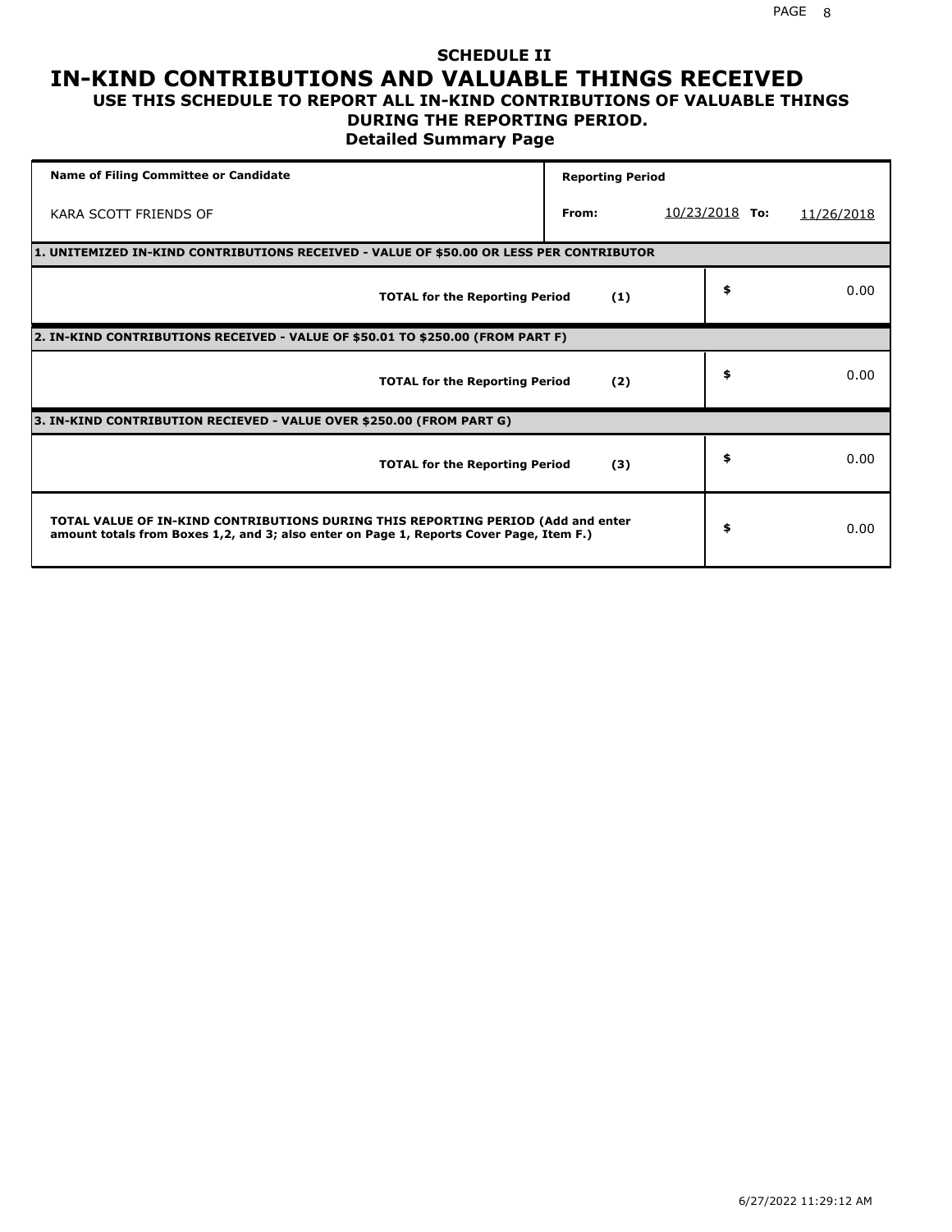# SCHEDULE II
# IN-KIND CONTRIBUTIONS AND VALUABLE THINGS RECEIVED
## USE THIS SCHEDULE TO REPORT ALL IN-KIND CONTRIBUTIONS OF VALUABLE THINGS DURING THE REPORTING PERIOD.
### Detailed Summary Page

| Name of Filing Committee or Candidate | Reporting Period | | | |
|---|---|---|---|---|
| KARA SCOTT FRIENDS OF | From: | 10/23/2018 | To: | 11/26/2018 |

**1. UNITEMIZED IN-KIND CONTRIBUTIONS RECEIVED - VALUE OF $50.00 OR LESS PER CONTRIBUTOR**

| | | |
|---|---|---|
| **TOTAL for the Reporting Period** | **(1)** | $ 0.00 |

**2. IN-KIND CONTRIBUTIONS RECEIVED - VALUE OF $50.01 TO $250.00 (FROM PART F)**

| | | |
|---|---|---|
| **TOTAL for the Reporting Period** | **(2)** | $ 0.00 |

**3. IN-KIND CONTRIBUTION RECIEVED - VALUE OVER $250.00 (FROM PART G)**

| | | |
|---|---|---|
| **TOTAL for the Reporting Period** | **(3)** | $ 0.00 |

| | |
|---|---|
| **TOTAL VALUE OF IN-KIND CONTRIBUTIONS DURING THIS REPORTING PERIOD (Add and enter amount totals from Boxes 1,2, and 3; also enter on Page 1, Reports Cover Page, Item F.)** | $ 0.00 |

6/27/2022 11:29:12 AM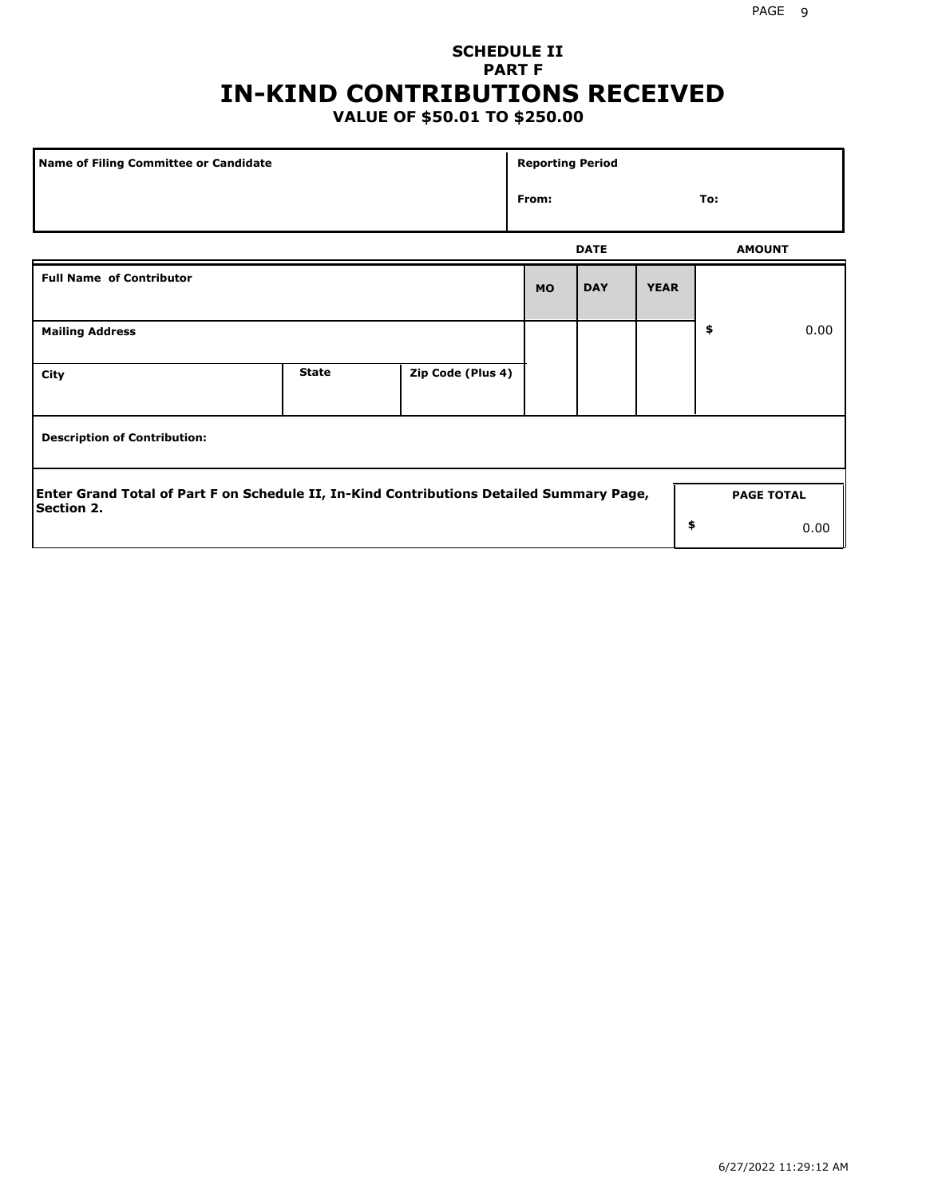**SCHEDULE II**
**PART F**

# IN-KIND CONTRIBUTIONS RECEIVED

**VALUE OF $50.01 TO $250.00**

| Name of Filing Committee or Candidate | Reporting Period | |
|---|---|---|
| | From: | To: |

| Full Name of Contributor | | | DATE | | | AMOUNT |
|---|---|---|---|---|---|---|
| | | | MO | DAY | YEAR | |
| Mailing Address | | | | | | $ 0.00 |
| City | State | Zip Code (Plus 4) | | | | |
| Description of Contribution: | | | | | | |

| Enter Grand Total of Part F on Schedule II, In-Kind Contributions Detailed Summary Page, Section 2. | PAGE TOTAL |
|---|---|
| | $ 0.00 |

6/27/2022 11:29:12 AM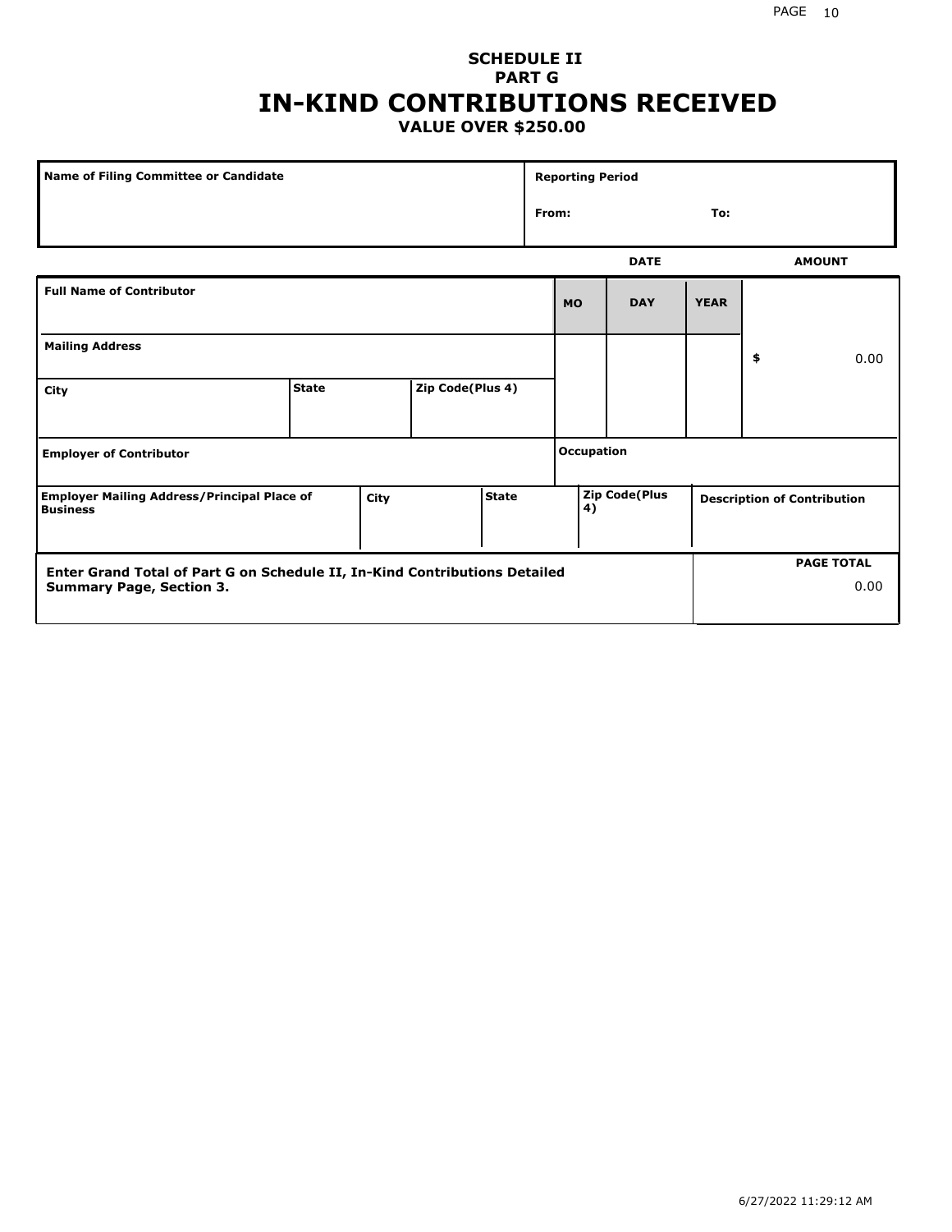# SCHEDULE II
## PART G
# IN-KIND CONTRIBUTIONS RECEIVED
### VALUE OVER $250.00

| Name of Filing Committee or Candidate | Reporting Period | |
|---|---|---|
| | From: | To: |

| | | | DATE | | | AMOUNT |
|---|---|---|---|---|---|---|
| Full Name of Contributor | | | MO | DAY | YEAR | |
| Mailing Address | | | | | | $ 0.00 |
| City | State | Zip Code(Plus 4) | | | | |
| Employer of Contributor | | | Occupation | | | |
| Employer Mailing Address/Principal Place of Business | City | State | Zip Code(Plus 4) | | | Description of Contribution |

| Enter Grand Total of Part G on Schedule II, In-Kind Contributions Detailed Summary Page, Section 3. | PAGE TOTAL |
|---|---|
| | 0.00 |

6/27/2022 11:29:12 AM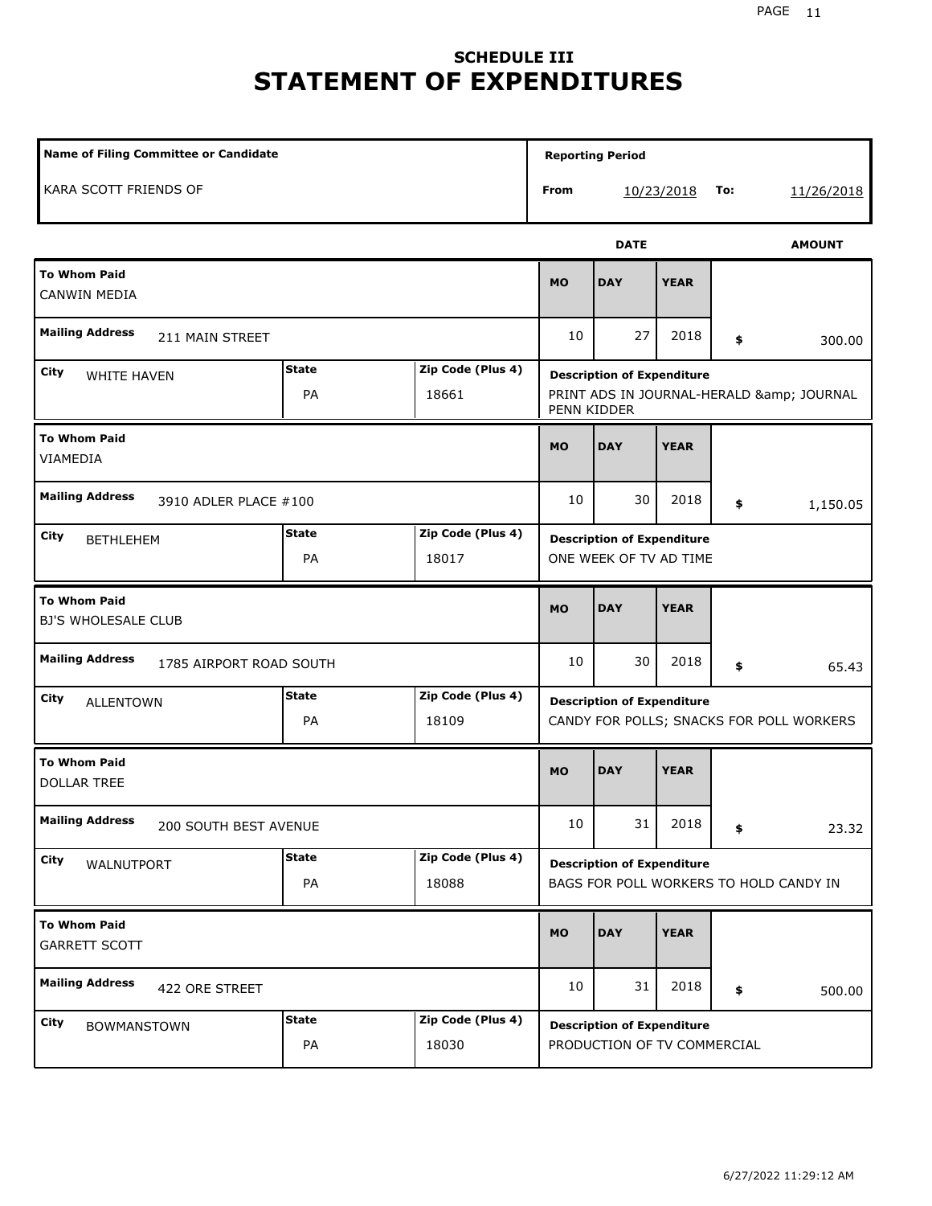# SCHEDULE III
# STATEMENT OF EXPENDITURES

| Name of Filing Committee or Candidate | Reporting Period |
|---|---|
| KARA SCOTT FRIENDS OF | From 10/23/2018 To: 11/26/2018 |

| To Whom Paid | Mailing Address | City | State | Zip Code (Plus 4) | MO | DAY | YEAR | AMOUNT | Description of Expenditure |
|---|---|---|---|---|---|---|---|---|---|
| CANWIN MEDIA | 211 MAIN STREET | WHITE HAVEN | PA | 18661 | 10 | 27 | 2018 | $ 300.00 | PRINT ADS IN JOURNAL-HERALD &amp; JOURNAL PENN KIDDER |
| VIAMEDIA | 3910 ADLER PLACE #100 | BETHLEHEM | PA | 18017 | 10 | 30 | 2018 | $ 1,150.05 | ONE WEEK OF TV AD TIME |
| BJ'S WHOLESALE CLUB | 1785 AIRPORT ROAD SOUTH | ALLENTOWN | PA | 18109 | 10 | 30 | 2018 | $ 65.43 | CANDY FOR POLLS; SNACKS FOR POLL WORKERS |
| DOLLAR TREE | 200 SOUTH BEST AVENUE | WALNUTPORT | PA | 18088 | 10 | 31 | 2018 | $ 23.32 | BAGS FOR POLL WORKERS TO HOLD CANDY IN |
| GARRETT SCOTT | 422 ORE STREET | BOWMANSTOWN | PA | 18030 | 10 | 31 | 2018 | $ 500.00 | PRODUCTION OF TV COMMERCIAL |

6/27/2022 11:29:12 AM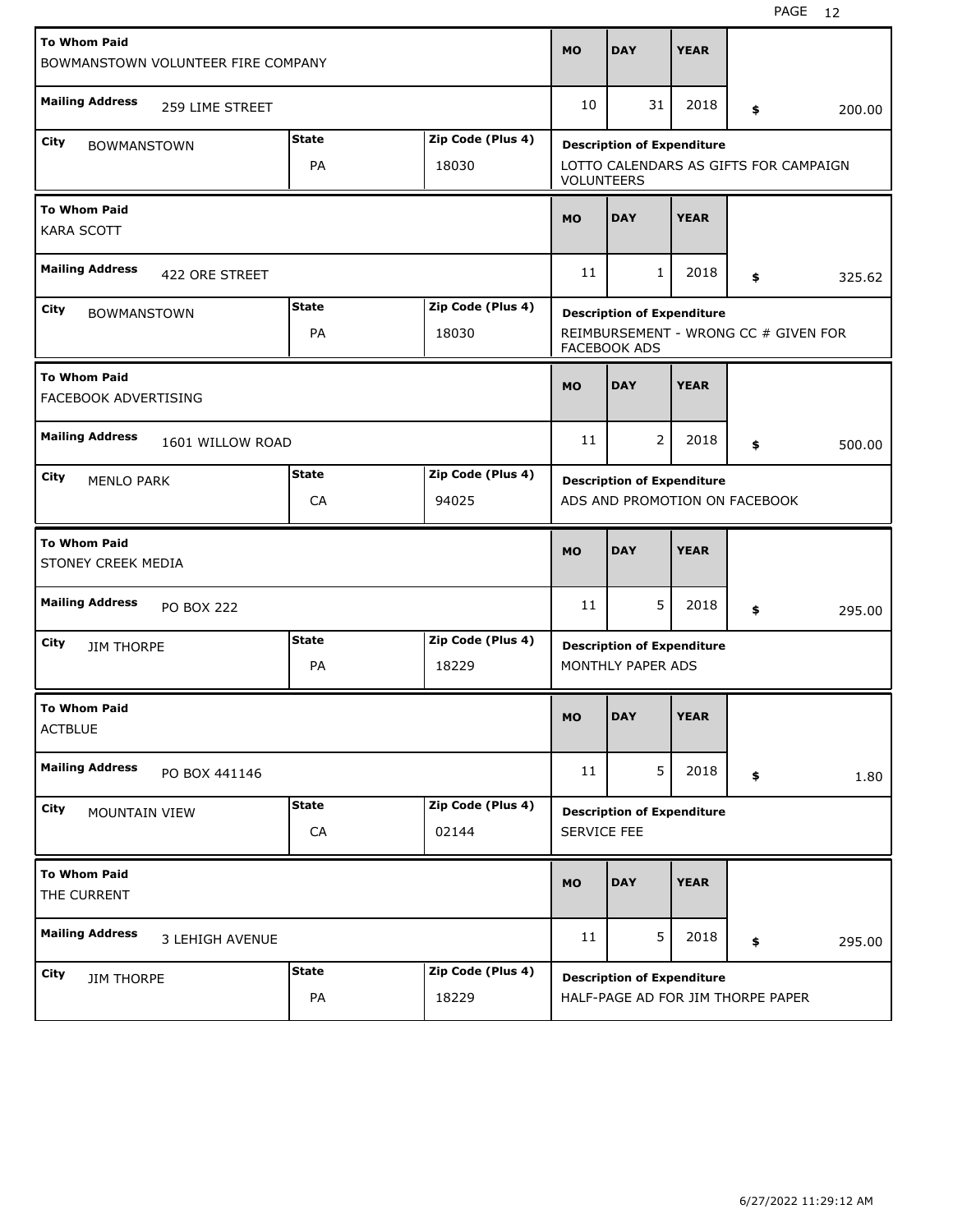| To Whom Paid | Mailing Address | City | State | Zip Code (Plus 4) | MO | DAY | YEAR | $ | Description of Expenditure |
|---|---|---|---|---|---|---|---|---|---|
| BOWMANSTOWN VOLUNTEER FIRE COMPANY | 259 LIME STREET | BOWMANSTOWN | PA | 18030 | 10 | 31 | 2018 | 200.00 | LOTTO CALENDARS AS GIFTS FOR CAMPAIGN VOLUNTEERS |
| KARA SCOTT | 422 ORE STREET | BOWMANSTOWN | PA | 18030 | 11 | 1 | 2018 | 325.62 | REIMBURSEMENT - WRONG CC # GIVEN FOR FACEBOOK ADS |
| FACEBOOK ADVERTISING | 1601 WILLOW ROAD | MENLO PARK | CA | 94025 | 11 | 2 | 2018 | 500.00 | ADS AND PROMOTION ON FACEBOOK |
| STONEY CREEK MEDIA | PO BOX 222 | JIM THORPE | PA | 18229 | 11 | 5 | 2018 | 295.00 | MONTHLY PAPER ADS |
| ACTBLUE | PO BOX 441146 | MOUNTAIN VIEW | CA | 02144 | 11 | 5 | 2018 | 1.80 | SERVICE FEE |
| THE CURRENT | 3 LEHIGH AVENUE | JIM THORPE | PA | 18229 | 11 | 5 | 2018 | 295.00 | HALF-PAGE AD FOR JIM THORPE PAPER |

6/27/2022 11:29:12 AM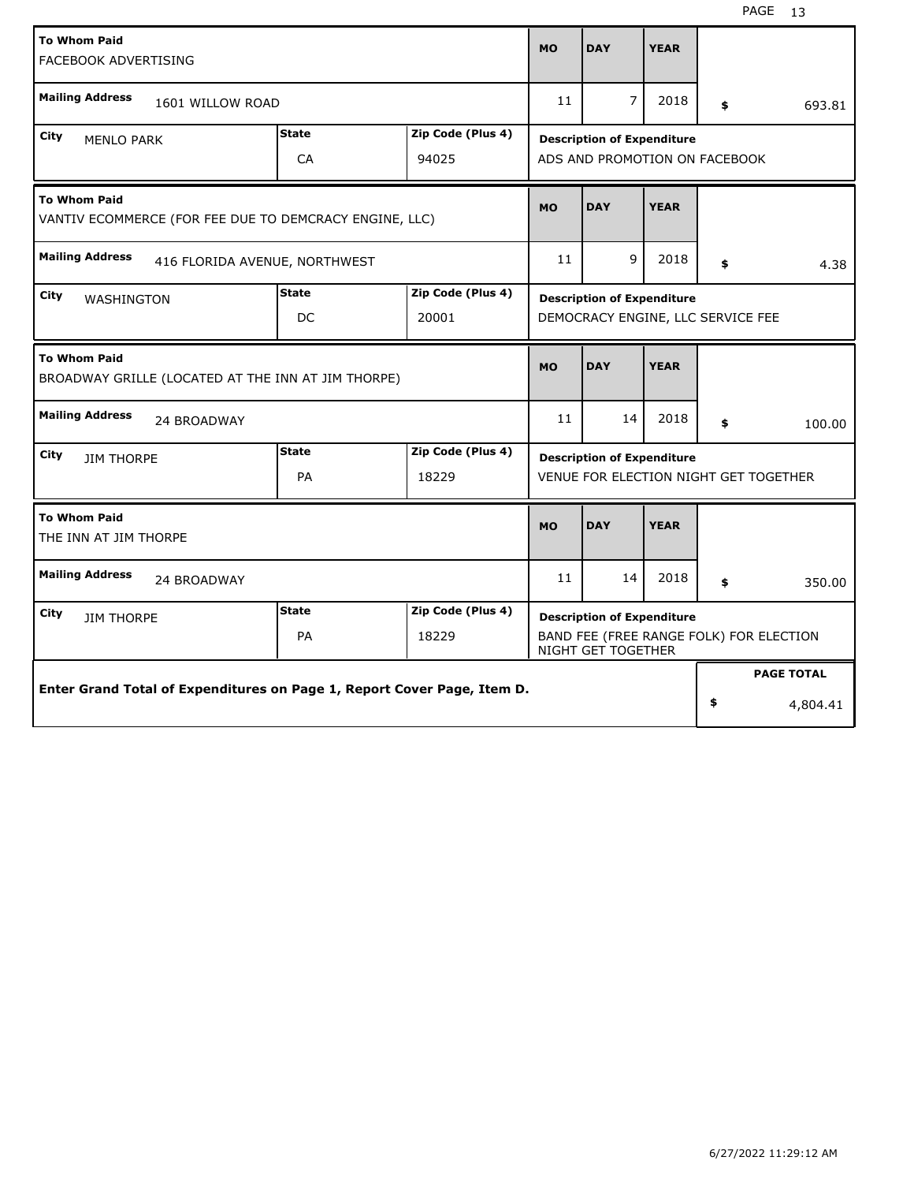| To Whom Paid | Mailing Address | City | State | Zip Code (Plus 4) | MO | DAY | YEAR | Amount | Description of Expenditure |
|---|---|---|---|---|---|---|---|---|---|
| FACEBOOK ADVERTISING | 1601 WILLOW ROAD | MENLO PARK | CA | 94025 | 11 | 7 | 2018 | $ 693.81 | ADS AND PROMOTION ON FACEBOOK |
| VANTIV ECOMMERCE (FOR FEE DUE TO DEMCRACY ENGINE, LLC) | 416 FLORIDA AVENUE, NORTHWEST | WASHINGTON | DC | 20001 | 11 | 9 | 2018 | $ 4.38 | DEMOCRACY ENGINE, LLC SERVICE FEE |
| BROADWAY GRILLE (LOCATED AT THE INN AT JIM THORPE) | 24 BROADWAY | JIM THORPE | PA | 18229 | 11 | 14 | 2018 | $ 100.00 | VENUE FOR ELECTION NIGHT GET TOGETHER |
| THE INN AT JIM THORPE | 24 BROADWAY | JIM THORPE | PA | 18229 | 11 | 14 | 2018 | $ 350.00 | BAND FEE (FREE RANGE FOLK) FOR ELECTION NIGHT GET TOGETHER |

**Enter Grand Total of Expenditures on Page 1, Report Cover Page, Item D.**

**PAGE TOTAL** $ 4,804.41

6/27/2022 11:29:12 AM